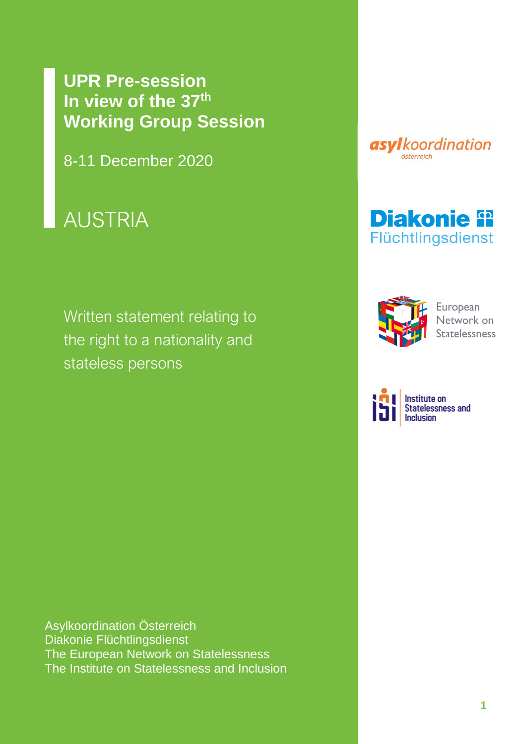# UPR Pre-session In view of the 37th Working Group Session

8-11 December 2020

## AUSTRIA

asylkoordination österreich

Diakonie Flüchtlingsdienst

European Network on Statelessness

Institute on Statelessness and Inclusion

Written statement relating to the right to a nationality and stateless persons

Asylkoordination Österreich
Diakonie Flüchtlingsdienst
The European Network on Statelessness
The Institute on Statelessness and Inclusion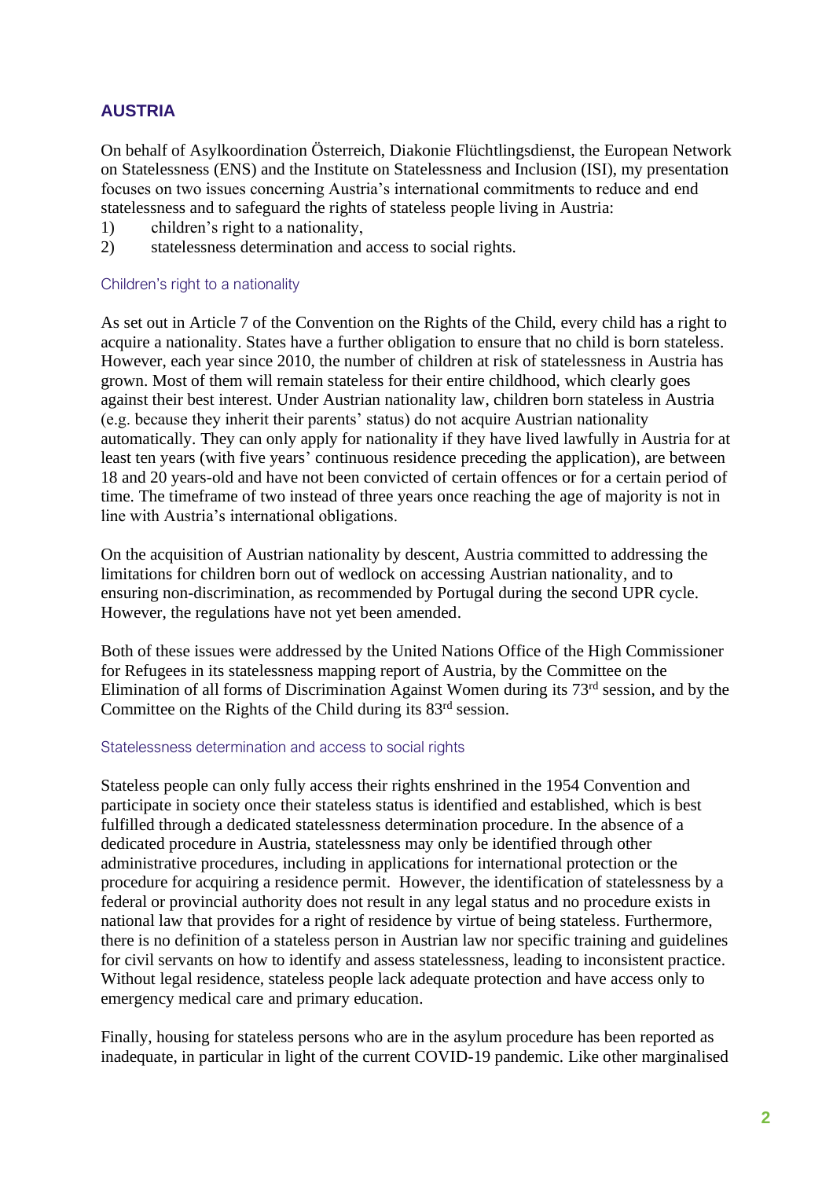## AUSTRIA

On behalf of Asylkoordination Österreich, Diakonie Flüchtlingsdienst, the European Network on Statelessness (ENS) and the Institute on Statelessness and Inclusion (ISI), my presentation focuses on two issues concerning Austria's international commitments to reduce and end statelessness and to safeguard the rights of stateless people living in Austria:

1) children's right to a nationality,
2) statelessness determination and access to social rights.

### Children's right to a nationality

As set out in Article 7 of the Convention on the Rights of the Child, every child has a right to acquire a nationality. States have a further obligation to ensure that no child is born stateless. However, each year since 2010, the number of children at risk of statelessness in Austria has grown. Most of them will remain stateless for their entire childhood, which clearly goes against their best interest. Under Austrian nationality law, children born stateless in Austria (e.g. because they inherit their parents' status) do not acquire Austrian nationality automatically. They can only apply for nationality if they have lived lawfully in Austria for at least ten years (with five years' continuous residence preceding the application), are between 18 and 20 years-old and have not been convicted of certain offences or for a certain period of time. The timeframe of two instead of three years once reaching the age of majority is not in line with Austria's international obligations.

On the acquisition of Austrian nationality by descent, Austria committed to addressing the limitations for children born out of wedlock on accessing Austrian nationality, and to ensuring non-discrimination, as recommended by Portugal during the second UPR cycle. However, the regulations have not yet been amended.

Both of these issues were addressed by the United Nations Office of the High Commissioner for Refugees in its statelessness mapping report of Austria, by the Committee on the Elimination of all forms of Discrimination Against Women during its 73rd session, and by the Committee on the Rights of the Child during its 83rd session.

### Statelessness determination and access to social rights

Stateless people can only fully access their rights enshrined in the 1954 Convention and participate in society once their stateless status is identified and established, which is best fulfilled through a dedicated statelessness determination procedure. In the absence of a dedicated procedure in Austria, statelessness may only be identified through other administrative procedures, including in applications for international protection or the procedure for acquiring a residence permit. However, the identification of statelessness by a federal or provincial authority does not result in any legal status and no procedure exists in national law that provides for a right of residence by virtue of being stateless. Furthermore, there is no definition of a stateless person in Austrian law nor specific training and guidelines for civil servants on how to identify and assess statelessness, leading to inconsistent practice. Without legal residence, stateless people lack adequate protection and have access only to emergency medical care and primary education.

Finally, housing for stateless persons who are in the asylum procedure has been reported as inadequate, in particular in light of the current COVID-19 pandemic. Like other marginalised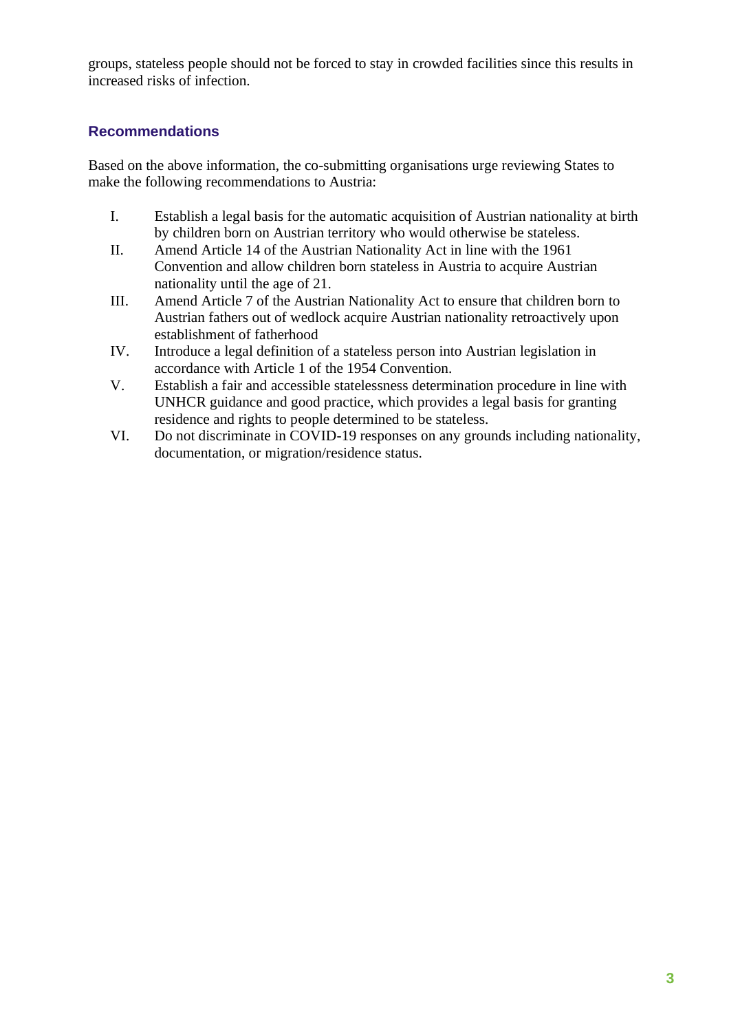groups, stateless people should not be forced to stay in crowded facilities since this results in increased risks of infection.

## Recommendations

Based on the above information, the co-submitting organisations urge reviewing States to make the following recommendations to Austria:

I. Establish a legal basis for the automatic acquisition of Austrian nationality at birth by children born on Austrian territory who would otherwise be stateless.

II. Amend Article 14 of the Austrian Nationality Act in line with the 1961 Convention and allow children born stateless in Austria to acquire Austrian nationality until the age of 21.

III. Amend Article 7 of the Austrian Nationality Act to ensure that children born to Austrian fathers out of wedlock acquire Austrian nationality retroactively upon establishment of fatherhood

IV. Introduce a legal definition of a stateless person into Austrian legislation in accordance with Article 1 of the 1954 Convention.

V. Establish a fair and accessible statelessness determination procedure in line with UNHCR guidance and good practice, which provides a legal basis for granting residence and rights to people determined to be stateless.

VI. Do not discriminate in COVID-19 responses on any grounds including nationality, documentation, or migration/residence status.